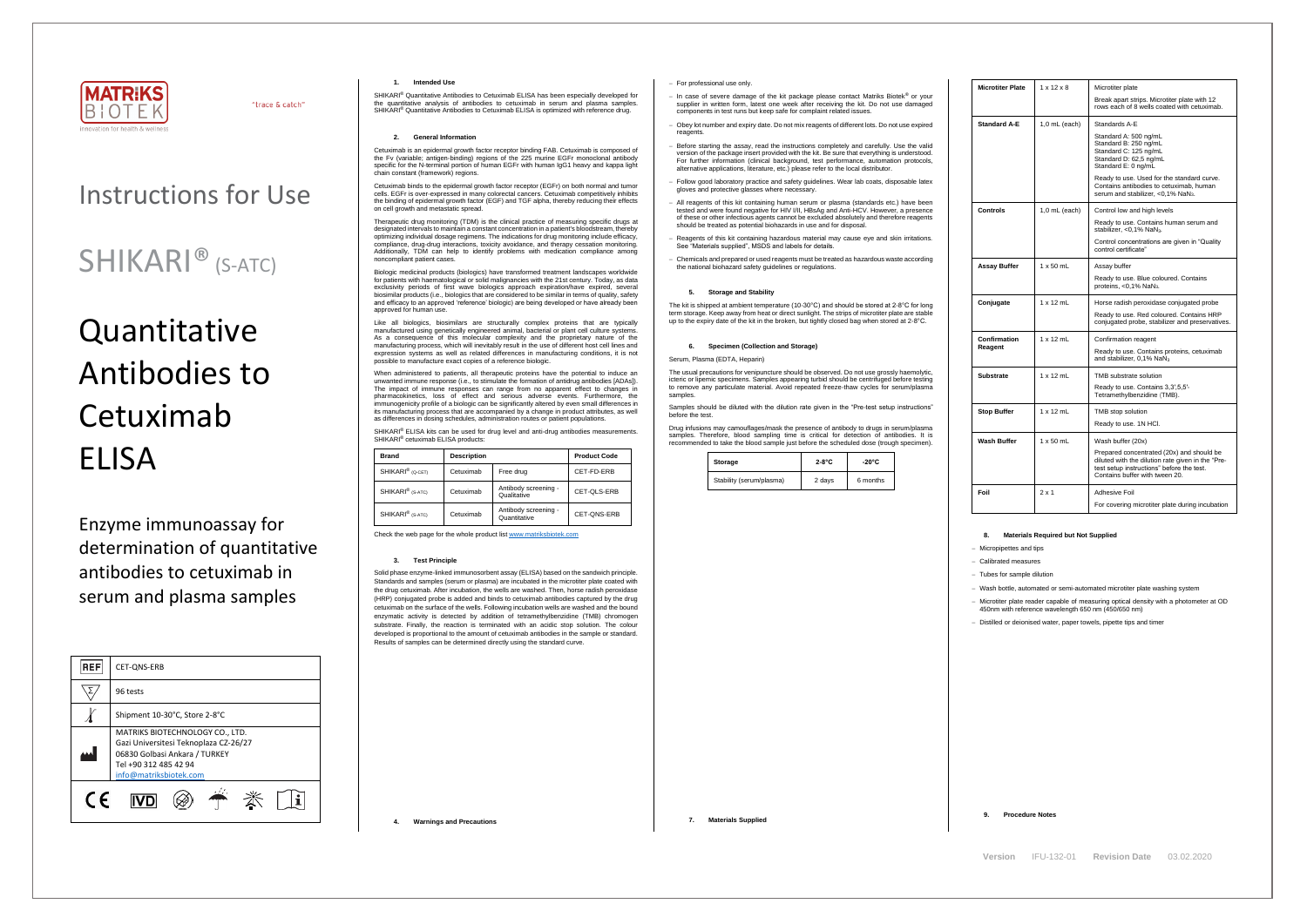MATRIKS BIOTEK

Innovation for health & wellness

"trace & catch"

# Instructions for Use

# SHIKARI® (S-ATC)

# Quantitative Antibodies to Cetuximab ELISA

Enzyme immunoassay for determination of quantitative antibodies to cetuximab in serum and plasma samples

| REF | CET-QNS-ERB |
|---|---|
| Σ | 96 tests |
| | Shipment 10-30°C, Store 2-8°C |
| | MATRIKS BIOTECHNOLOGY CO., LTD. Gazi Universitesi Teknoplaza CZ-26/27 06830 Golbasi Ankara / TURKEY Tel +90 312 485 42 94 info@matriksbiotek.com |

CE IVD

## 1. Intended Use

SHIKARI® Quantitative Antibodies to Cetuximab ELISA has been especially developed for the quantitative analysis of antibodies to cetuximab in serum and plasma samples. SHIKARI® Quantitative Antibodies to Cetuximab ELISA is optimized with reference drug.

## 2. General Information

Cetuximab is an epidermal growth factor receptor binding FAB. Cetuximab is composed of the Fv (variable; antigen-binding) regions of the 225 murine EGFr monoclonal antibody specific for the N-terminal portion of human EGFr with human IgG1 heavy and kappa light chain constant (framework) regions.

Cetuximab binds to the epidermal growth factor receptor (EGFr) on both normal and tumor cells. EGFr is over-expressed in many colorectal cancers. Cetuximab competitively inhibits the binding of epidermal growth factor (EGF) and TGF alpha, thereby reducing their effects on cell growth and metastatic spread.

Therapeutic drug monitoring (TDM) is the clinical practice of measuring specific drugs at designated intervals to maintain a constant concentration in a patient's bloodstream, thereby optimizing individual dosage regimens. The indications for drug monitoring include efficacy, compliance, drug-drug interactions, toxicity avoidance, and therapy cessation monitoring. Additionally, TDM can help to identify problems with medication compliance among noncompliant patient cases.

Biologic medicinal products (biologics) have transformed treatment landscapes worldwide for patients with haematological or solid malignancies with the 21st century. Today, as data exclusivity periods of first wave biologics approach expiration/have expired, several biosimilar products (i.e., biologics that are considered to be similar in terms of quality, safety and efficacy to an approved 'reference' biologic) are being developed or have already been approved for human use.

Like all biologics, biosimilars are structurally complex proteins that are typically manufactured using genetically engineered animal, bacterial or plant cell culture systems. As a consequence of this molecular complexity and the proprietary nature of the manufacturing process, which will inevitably result in the use of different host cell lines and expression systems as well as related differences in manufacturing conditions, it is not possible to manufacture exact copies of a reference biologic.

When administered to patients, all therapeutic proteins have the potential to induce an unwanted immune response (i.e., to stimulate the formation of antidrug antibodies [ADAs]). The impact of immune responses can range from no apparent effect to changes in pharmacokinetics, loss of effect and serious adverse events. Furthermore, the immunogenicity profile of a biologic can be significantly altered by even small differences in its manufacturing process that are accompanied by a change in product attributes, as well as differences in dosing schedules, administration routes or patient populations.

SHIKARI® ELISA kits can be used for drug level and anti-drug antibodies measurements. SHIKARI® cetuximab ELISA products:

| Brand | Description | | Product Code |
|---|---|---|---|
| SHIKARI® (Q-CET) | Cetuximab | Free drug | CET-FD-ERB |
| SHIKARI® (S-ATC) | Cetuximab | Antibody screening - Qualitative | CET-QLS-ERB |
| SHIKARI® (S-ATC) | Cetuximab | Antibody screening - Quantitative | CET-QNS-ERB |

Check the web page for the whole product list www.matriksbiotek.com

## 3. Test Principle

Solid phase enzyme-linked immunosorbent assay (ELISA) based on the sandwich principle. Standards and samples (serum or plasma) are incubated in the microtiter plate coated with the drug cetuximab. After incubation, the wells are washed. Then, horse radish peroxidase (HRP) conjugated probe is added and binds to cetuximab antibodies captured by the drug cetuximab on the surface of the wells. Following incubation wells are washed and the bound enzymatic activity is detected by addition of tetramethylbenzidine (TMB) chromogen substrate. Finally, the reaction is terminated with an acidic stop solution. The colour developed is proportional to the amount of cetuximab antibodies in the sample or standard. Results of samples can be determined directly using the standard curve.

## 4. Warnings and Precautions

- For professional use only.
- In case of severe damage of the kit package please contact Matriks Biotek® or your supplier in written form, latest one week after receiving the kit. Do not use damaged components in test runs but keep safe for complaint related issues.
- Obey lot number and expiry date. Do not mix reagents of different lots. Do not use expired reagents.
- Before starting the assay, read the instructions completely and carefully. Use the valid version of the package insert provided with the kit. Be sure that everything is understood. For further information (clinical background, test performance, automation protocols, alternative applications, literature, etc.) please refer to the local distributor.
- Follow good laboratory practice and safety guidelines. Wear lab coats, disposable latex gloves and protective glasses where necessary.
- All reagents of this kit containing human serum or plasma (standards etc.) have been tested and were found negative for HIV I/II, HBsAg and Anti-HCV. However, a presence of these or other infectious agents cannot be excluded absolutely and therefore reagents should be treated as potential biohazards in use and for disposal.
- Reagents of this kit containing hazardous material may cause eye and skin irritations. See "Materials supplied", MSDS and labels for details.
- Chemicals and prepared or used reagents must be treated as hazardous waste according the national biohazard safety guidelines or regulations.

## 5. Storage and Stability

The kit is shipped at ambient temperature (10-30°C) and should be stored at 2-8°C for long term storage. Keep away from heat or direct sunlight. The strips of microtiter plate are stable up to the expiry date of the kit in the broken, but tightly closed bag when stored at 2-8°C.

## 6. Specimen (Collection and Storage)

Serum, Plasma (EDTA, Heparin)

The usual precautions for venipuncture should be observed. Do not use grossly haemolytic, icteric or lipemic specimens. Samples appearing turbid should be centrifuged before testing to remove any particulate material. Avoid repeated freeze-thaw cycles for serum/plasma samples.

Samples should be diluted with the dilution rate given in the "Pre-test setup instructions" before the test.

Drug infusions may camouflages/mask the presence of antibody to drugs in serum/plasma samples. Therefore, blood sampling time is critical for detection of antibodies. It is recommended to take the blood sample just before the scheduled dose (trough specimen).

| Storage | 2-8°C | -20°C |
|---|---|---|
| Stability (serum/plasma) | 2 days | 6 months |

## 7. Materials Supplied

| Microtiter Plate | 1 x 12 x 8 | Microtiter plate<br>Break apart strips. Microtiter plate with 12 rows each of 8 wells coated with cetuximab. |
|---|---|---|
| Standard A-E | 1,0 mL (each) | Standards A-E<br>Standard A: 500 ng/mL<br>Standard B: 250 ng/mL<br>Standard C: 125 ng/mL<br>Standard D: 62,5 ng/mL<br>Standard E: 0 ng/mL<br>Ready to use. Used for the standard curve. Contains antibodies to cetuximab, human serum and stabilizer, <0,1% $NaN_3$. |
| Controls | 1,0 mL (each) | Control low and high levels<br>Ready to use. Contains human serum and stabilizer, <0,1% $NaN_3$.<br>Control concentrations are given in "Quality control certificate" |
| Assay Buffer | 1 x 50 mL | Assay buffer<br>Ready to use. Blue coloured. Contains proteins, <0,1% $NaN_3$. |
| Conjugate | 1 x 12 mL | Horse radish peroxidase conjugated probe<br>Ready to use. Red coloured. Contains HRP conjugated probe, stabilizer and preservatives. |
| Confirmation Reagent | 1 x 12 mL | Confirmation reagent<br>Ready to use. Contains proteins, cetuximab and stabilizer, 0,1% $NaN_3$ |
| Substrate | 1 x 12 mL | TMB substrate solution<br>Ready to use. Contains 3,3',5,5'-Tetramethylbenzidine (TMB). |
| Stop Buffer | 1 x 12 mL | TMB stop solution<br>Ready to use. 1N HCl. |
| Wash Buffer | 1 x 50 mL | Wash buffer (20x)<br>Prepared concentrated (20x) and should be diluted with the dilution rate given in the "Pre-test setup instructions" before the test. Contains buffer with tween 20. |
| Foil | 2 x 1 | Adhesive Foil<br>For covering microtiter plate during incubation |

## 8. Materials Required but Not Supplied

- Micropipettes and tips
- Calibrated measures
- Tubes for sample dilution
- Wash bottle, automated or semi-automated microtiter plate washing system
- Microtiter plate reader capable of measuring optical density with a photometer at OD 450nm with reference wavelength 650 nm (450/650 nm)
- Distilled or deionised water, paper towels, pipette tips and timer

## 9. Procedure Notes

Version IFU-132-01 Revision Date 03.02.2020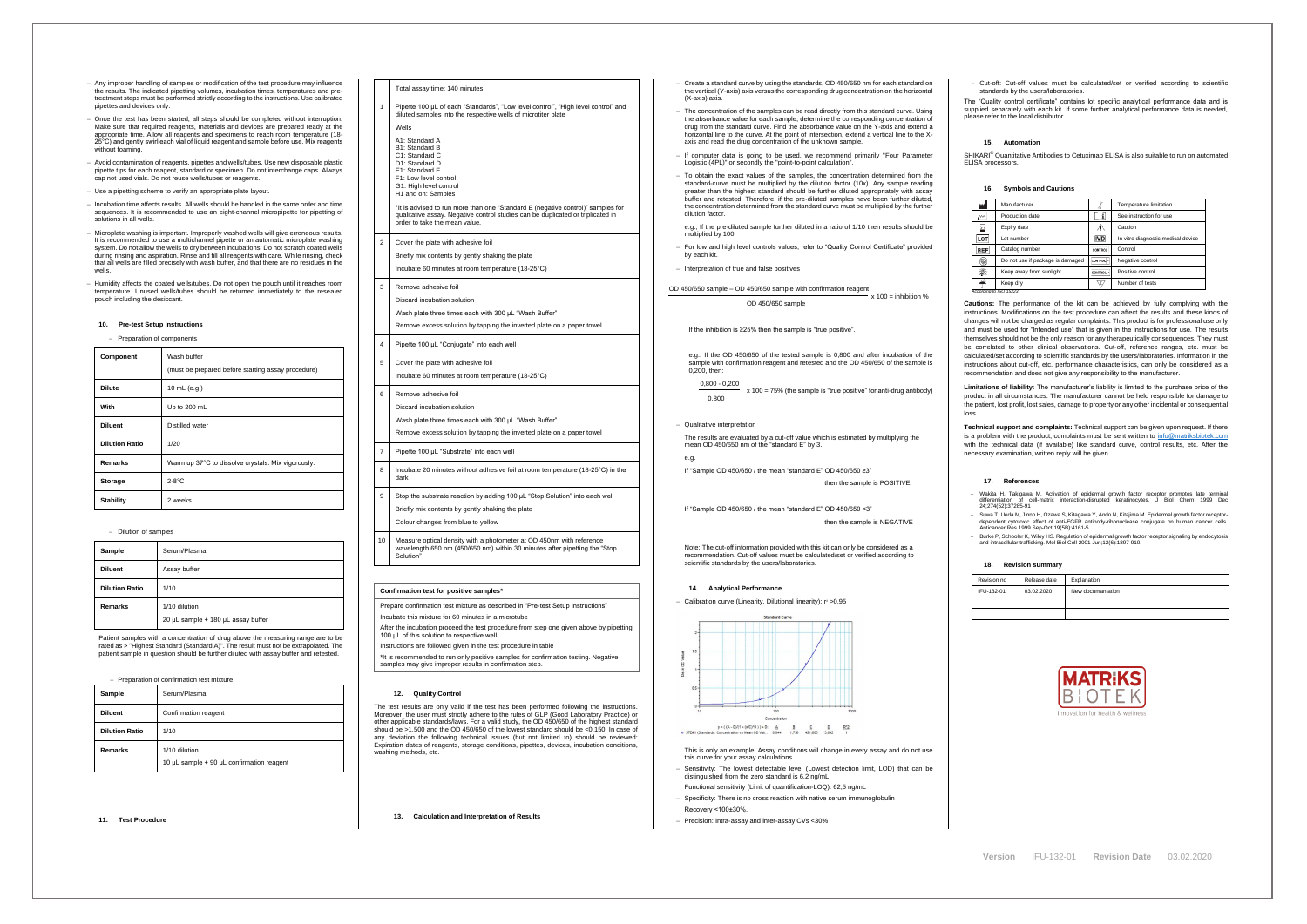- Any improper handling of samples or modification of the test procedure may influence the results. The indicated pipetting volumes, incubation times, temperatures and pre-treatment steps must be performed strictly according to the instructions. Use calibrated pipettes and devices only.
- Once the test has been started, all steps should be completed without interruption. Make sure that required reagents, materials and devices are prepared ready at the appropriate time. Allow all reagents and specimens to reach room temperature (18-25°C) and gently swirl each vial of liquid reagent and sample before use. Mix reagents without foaming.
- Avoid contamination of reagents, pipettes and wells/tubes. Use new disposable plastic pipette tips for each reagent, standard or specimen. Do not interchange caps. Always cap not used vials. Do not reuse wells/tubes or reagents.
- Use a pipetting scheme to verify an appropriate plate layout.
- Incubation time affects results. All wells should be handled in the same order and time sequences. It is recommended to use an eight-channel micropipette for pipetting of solutions in all wells.
- Microplate washing is important. Improperly washed wells will give erroneous results. It is recommended to use a multichannel pipette or an automatic microplate washing system. Do not allow the wells to dry between incubations. Do not scratch coated wells during rinsing and aspiration. Rinse and fill all reagents with care. While rinsing, check that all wells are filled precisely with wash buffer, and that there are no residues in the wells.
- Humidity affects the coated wells/tubes. Do not open the pouch until it reaches room temperature. Unused wells/tubes should be returned immediately to the resealed pouch including the desiccant.

## 10. Pre-test Setup Instructions

- Preparation of components

| Component | Wash buffer<br>(must be prepared before starting assay procedure) |
|---|---|
| **Dilute** | 10 mL (e.g.) |
| **With** | Up to 200 mL |
| **Diluent** | Distilled water |
| **Dilution Ratio** | 1/20 |
| **Remarks** | Warm up 37°C to dissolve crystals. Mix vigorously. |
| **Storage** | 2-8°C |
| **Stability** | 2 weeks |

- Dilution of samples

| Sample | Serum/Plasma |
|---|---|
| **Diluent** | Assay buffer |
| **Dilution Ratio** | 1/10 |
| **Remarks** | 1/10 dilution<br>20 µL sample + 180 µL assay buffer |

Patient samples with a concentration of drug above the measuring range are to be rated as > "Highest Standard (Standard A)". The result must not be extrapolated. The patient sample in question should be further diluted with assay buffer and retested.

- Preparation of confirmation test mixture

| Sample | Serum/Plasma |
|---|---|
| **Diluent** | Confirmation reagent |
| **Dilution Ratio** | 1/10 |
| **Remarks** | 1/10 dilution<br>10 µL sample + 90 µL confirmation reagent |

## 11. Test Procedure

| | Total assay time: 140 minutes |
|---|---|
| 1 | Pipette 100 µL of each "Standards", "Low level control", "High level control" and diluted samples into the respective wells of microtiter plate<br>Wells<br>A1: Standard A<br>B1: Standard B<br>C1: Standard C<br>D1: Standard D<br>E1: Standard E<br>F1: Low level control<br>G1: High level control<br>H1 and on: Samples<br>*It is advised to run more than one "Standard E (negative control)" samples for qualitative assay. Negative control studies can be duplicated or triplicated in order to take the mean value. |
| 2 | Cover the plate with adhesive foil<br>Briefly mix contents by gently shaking the plate<br>Incubate 60 minutes at room temperature (18-25°C) |
| 3 | Remove adhesive foil<br>Discard incubation solution<br>Wash plate three times each with 300 µL "Wash Buffer"<br>Remove excess solution by tapping the inverted plate on a paper towel |
| 4 | Pipette 100 µL "Conjugate" into each well |
| 5 | Cover the plate with adhesive foil<br>Incubate 60 minutes at room temperature (18-25°C) |
| 6 | Remove adhesive foil<br>Discard incubation solution<br>Wash plate three times each with 300 µL "Wash Buffer"<br>Remove excess solution by tapping the inverted plate on a paper towel |
| 7 | Pipette 100 µL "Substrate" into each well |
| 8 | Incubate 20 minutes without adhesive foil at room temperature (18-25°C) in the dark |
| 9 | Stop the substrate reaction by adding 100 µL "Stop Solution" into each well<br>Briefly mix contents by gently shaking the plate<br>Colour changes from blue to yellow |
| 10 | Measure optical density with a photometer at OD 450nm with reference wavelength 650 nm (450/650 nm) within 30 minutes after pipetting the "Stop Solution" |

| Confirmation test for positive samples* |
|---|
| Prepare confirmation test mixture as described in "Pre-test Setup Instructions" |
| Incubate this mixture for 60 minutes in a microtube |
| After the incubation proceed the test procedure from step one given above by pipetting 100 µL of this solution to respective well |
| Instructions are followed given in the test procedure in table |
| *It is recommended to run only positive samples for confirmation testing. Negative samples may give improper results in confirmation step. |

## 12. Quality Control

The test results are only valid if the test has been performed following the instructions. Moreover, the user must strictly adhere to the rules of GLP (Good Laboratory Practice) or other applicable standards/laws. For a valid study, the OD 450/650 of the highest standard should be >1,500 and the OD 450/650 of the lowest standard should be <0,150. In case of any deviation the following technical issues (but not limited to) should be reviewed: Expiration dates of reagents, storage conditions, pipettes, devices, incubation conditions, washing methods, etc.

## 13. Calculation and Interpretation of Results

- Create a standard curve by using the standards. OD 450/650 nm for each standard on the vertical (Y-axis) axis versus the corresponding drug concentration on the horizontal (X-axis) axis.
- The concentration of the samples can be read directly from this standard curve. Using the absorbance value for each sample, determine the corresponding concentration of drug from the standard curve. Find the absorbance value on the Y-axis and extend a horizontal line to the curve. At the point of intersection, extend a vertical line to the X-axis and read the drug concentration of the unknown sample.
- If computer data is going to be used, we recommend primarily "Four Parameter Logistic (4PL)" or secondly the "point-to-point calculation".
- To obtain the exact values of the samples, the concentration determined from the standard-curve must be multiplied by the dilution factor (10x). Any sample reading greater than the highest standard should be further diluted appropriately with assay buffer and retested. Therefore, if the pre-diluted samples have been further diluted, the concentration determined from the standard curve must be multiplied by the further dilution factor.

  e.g.; If the pre-diluted sample further diluted in a ratio of 1/10 then results should be multiplied by 100.
- For low and high level controls values, refer to "Quality Control Certificate" provided by each kit.
- Interpretation of true and false positives

$$\frac{\text{OD 450/650 sample} - \text{OD 450/650 sample with confirmation reagent}}{\text{OD 450/650 sample}} \times 100 = \text{inhibition \%}$$

If the inhibition is ≥25% then the sample is "true positive".

e.g.: If the OD 450/650 of the tested sample is 0,800 and after incubation of the sample with confirmation reagent and retested and the OD 450/650 of the sample is 0,200, then:

$$\frac{0{,}800 - 0{,}200}{0{,}800} \times 100 = 75\%$$ (the sample is "true positive" for anti-drug antibody)

- Qualitative interpretation

The results are evaluated by a cut-off value which is estimated by multiplying the mean OD 450/650 nm of the "standard E" by 3.

e.g.

If "Sample OD 450/650 / the mean "standard E" OD 450/650 ≥3" then the sample is POSITIVE

If "Sample OD 450/650 / the mean "standard E" OD 450/650 <3" then the sample is NEGATIVE

Note: The cut-off information provided with this kit can only be considered as a recommendation. Cut-off values must be calculated/set or verified according to scientific standards by the users/laboratories.

## 14. Analytical Performance

- Calibration curve (Linearity, Dilutional linearity): $r^2$ >0,95

Standard Curve

Concentration

y = ( (A – D)/(1 + (x/C)^B ) ) + D: A 0,044 B 1,738 C 401,805 D 3,843 R^2 1

STD#1 (Standards: Concentration vs Mean OD Val...

This is only an example. Assay conditions will change in every assay and do not use this curve for your assay calculations.

- Sensitivity: The lowest detectable level (Lowest detection limit, LOD) that can be distinguished from the zero standard is 6,2 ng/mL

  Functional sensitivity (Limit of quantification-LOQ): 62,5 ng/mL
- Specificity: There is no cross reaction with native serum immunoglobulin

  Recovery <100±30%.
- Precision: Intra-assay and inter-assay CVs <30%

- Cut-off: Cut-off values must be calculated/set or verified according to scientific standards by the users/laboratories.

The "Quality control certificate" contains lot specific analytical performance data and is supplied separately with each kit. If some further analytical performance data is needed, please refer to the local distributor.

## 15. Automation

SHIKARI® Quantitative Antibodies to Cetuximab ELISA is also suitable to run on automated ELISA processors.

## 16. Symbols and Cautions

| | | | |
|---|---|---|---|
| | Manufacturer | | Temperature limitation |
| | Production date | | See instruction for use |
| | Expiry date | | Caution |
| LOT | Lot number | IVD | In vitro diagnostic medical device |
| REF | Catalog number | CONTROL | Control |
| | Do not use if package is damaged | CONTROL - | Negative control |
| | Keep away from sunlight | CONTROL + | Positive control |
| | Keep dry | | Number of tests |

According to ISO 15223

**Cautions:** The performance of the kit can be achieved by fully complying with the instructions. Modifications on the test procedure can affect the results and these kinds of changes will not be charged as regular complaints. This product is for professional use only and must be used for "Intended use" that is given in the instructions for use. The results themselves should not be the only reason for any therapeutically consequences. They must be correlated to other clinical observations. Cut-off, reference ranges, etc. must be calculated/set according to scientific standards by the users/laboratories. Information in the instructions about cut-off, etc. performance characteristics, can only be considered as a recommendation and does not give any responsibility to the manufacturer.

**Limitations of liability:** The manufacturer's liability is limited to the purchase price of the product in all circumstances. The manufacturer cannot be held responsible for damage to the patient, lost profit, lost sales, damage to property or any other incidental or consequential loss.

**Technical support and complaints:** Technical support can be given upon request. If there is a problem with the product, complaints must be sent written to info@matriksbiotek.com with the technical data (if available) like standard curve, control results, etc. After the necessary examination, written reply will be given.

## 17. References

- Wakita H, Takigawa M. Activation of epidermal growth factor receptor promotes late terminal differentiation of cell-matrix interaction-disrupted keratinocytes. J Biol Chem 1999 Dec 24;274(52):37285-91
- Suwa T, Ueda M, Jinno H, Ozawa S, Kitagawa Y, Ando N, Kitajima M. Epidermal growth factor receptor-dependent cytotoxic effect of anti-EGFR antibody-ribonuclease conjugate on human cancer cells. Anticancer Res 1999 Sep-Oct;19(5B):4161-5
- Burke P, Schooler K, Wiley HS. Regulation of epidermal growth factor receptor signaling by endocytosis and intracellular trafficking. Mol Biol Cell 2001 Jun;12(6):1897-910.

## 18. Revision summary

| Revision no | Release date | Explanation |
|---|---|---|
| IFU-132-01 | 03.02.2020 | New documantation |
| | | |
| | | |

MATRIKS BIOTEK
Innovation for health & wellness